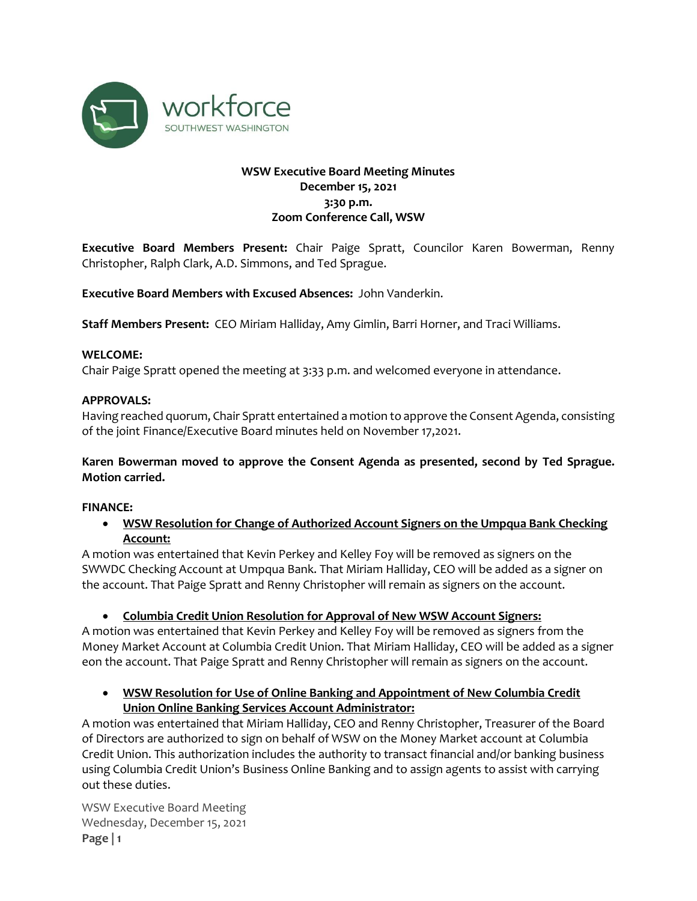# WSW Executive Board Meeting Minutes
## December 15, 2021
## 3:30 p.m.
## Zoom Conference Call, WSW

**Executive Board Members Present:** Chair Paige Spratt, Councilor Karen Bowerman, Renny Christopher, Ralph Clark, A.D. Simmons, and Ted Sprague.

**Executive Board Members with Excused Absences:** John Vanderkin.

**Staff Members Present:** CEO Miriam Halliday, Amy Gimlin, Barri Horner, and Traci Williams.

**WELCOME:**
Chair Paige Spratt opened the meeting at 3:33 p.m. and welcomed everyone in attendance.

**APPROVALS:**
Having reached quorum, Chair Spratt entertained a motion to approve the Consent Agenda, consisting of the joint Finance/Executive Board minutes held on November 17,2021.

**Karen Bowerman moved to approve the Consent Agenda as presented, second by Ted Sprague. Motion carried.**

**FINANCE:**

- **WSW Resolution for Change of Authorized Account Signers on the Umpqua Bank Checking Account:**

A motion was entertained that Kevin Perkey and Kelley Foy will be removed as signers on the SWWDC Checking Account at Umpqua Bank. That Miriam Halliday, CEO will be added as a signer on the account. That Paige Spratt and Renny Christopher will remain as signers on the account.

- **Columbia Credit Union Resolution for Approval of New WSW Account Signers:**

A motion was entertained that Kevin Perkey and Kelley Foy will be removed as signers from the Money Market Account at Columbia Credit Union. That Miriam Halliday, CEO will be added as a signer eon the account. That Paige Spratt and Renny Christopher will remain as signers on the account.

- **WSW Resolution for Use of Online Banking and Appointment of New Columbia Credit Union Online Banking Services Account Administrator:**

A motion was entertained that Miriam Halliday, CEO and Renny Christopher, Treasurer of the Board of Directors are authorized to sign on behalf of WSW on the Money Market account at Columbia Credit Union. This authorization includes the authority to transact financial and/or banking business using Columbia Credit Union's Business Online Banking and to assign agents to assist with carrying out these duties.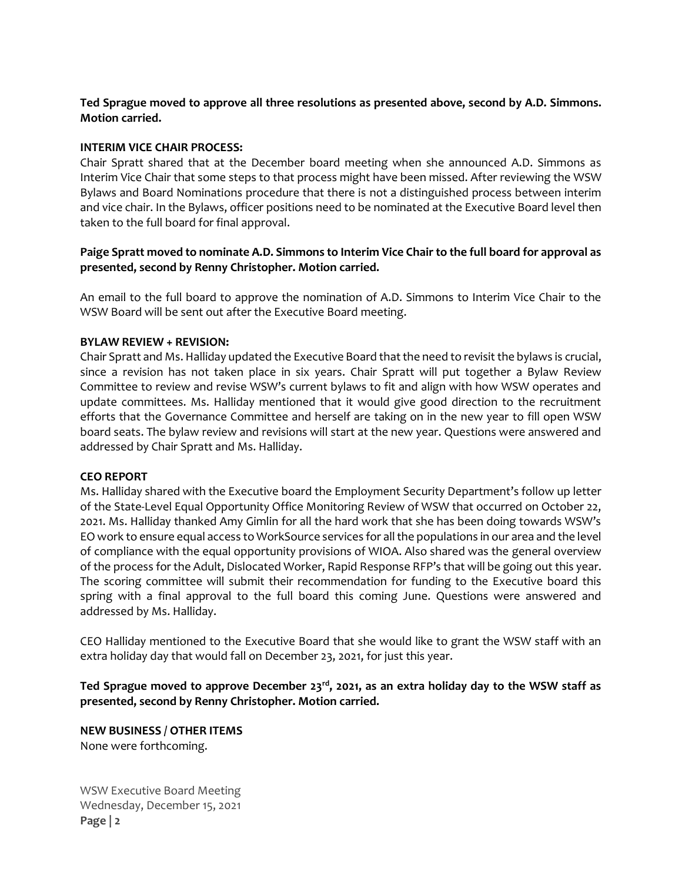**Ted Sprague moved to approve all three resolutions as presented above, second by A.D. Simmons. Motion carried.**

**INTERIM VICE CHAIR PROCESS:**

Chair Spratt shared that at the December board meeting when she announced A.D. Simmons as Interim Vice Chair that some steps to that process might have been missed. After reviewing the WSW Bylaws and Board Nominations procedure that there is not a distinguished process between interim and vice chair. In the Bylaws, officer positions need to be nominated at the Executive Board level then taken to the full board for final approval.

**Paige Spratt moved to nominate A.D. Simmons to Interim Vice Chair to the full board for approval as presented, second by Renny Christopher. Motion carried.**

An email to the full board to approve the nomination of A.D. Simmons to Interim Vice Chair to the WSW Board will be sent out after the Executive Board meeting.

**BYLAW REVIEW + REVISION:**

Chair Spratt and Ms. Halliday updated the Executive Board that the need to revisit the bylaws is crucial, since a revision has not taken place in six years. Chair Spratt will put together a Bylaw Review Committee to review and revise WSW's current bylaws to fit and align with how WSW operates and update committees. Ms. Halliday mentioned that it would give good direction to the recruitment efforts that the Governance Committee and herself are taking on in the new year to fill open WSW board seats. The bylaw review and revisions will start at the new year. Questions were answered and addressed by Chair Spratt and Ms. Halliday.

**CEO REPORT**

Ms. Halliday shared with the Executive board the Employment Security Department's follow up letter of the State-Level Equal Opportunity Office Monitoring Review of WSW that occurred on October 22, 2021. Ms. Halliday thanked Amy Gimlin for all the hard work that she has been doing towards WSW's EO work to ensure equal access to WorkSource services for all the populations in our area and the level of compliance with the equal opportunity provisions of WIOA. Also shared was the general overview of the process for the Adult, Dislocated Worker, Rapid Response RFP's that will be going out this year. The scoring committee will submit their recommendation for funding to the Executive board this spring with a final approval to the full board this coming June. Questions were answered and addressed by Ms. Halliday.

CEO Halliday mentioned to the Executive Board that she would like to grant the WSW staff with an extra holiday day that would fall on December 23, 2021, for just this year.

**Ted Sprague moved to approve December 23rd, 2021, as an extra holiday day to the WSW staff as presented, second by Renny Christopher. Motion carried.**

**NEW BUSINESS / OTHER ITEMS**

None were forthcoming.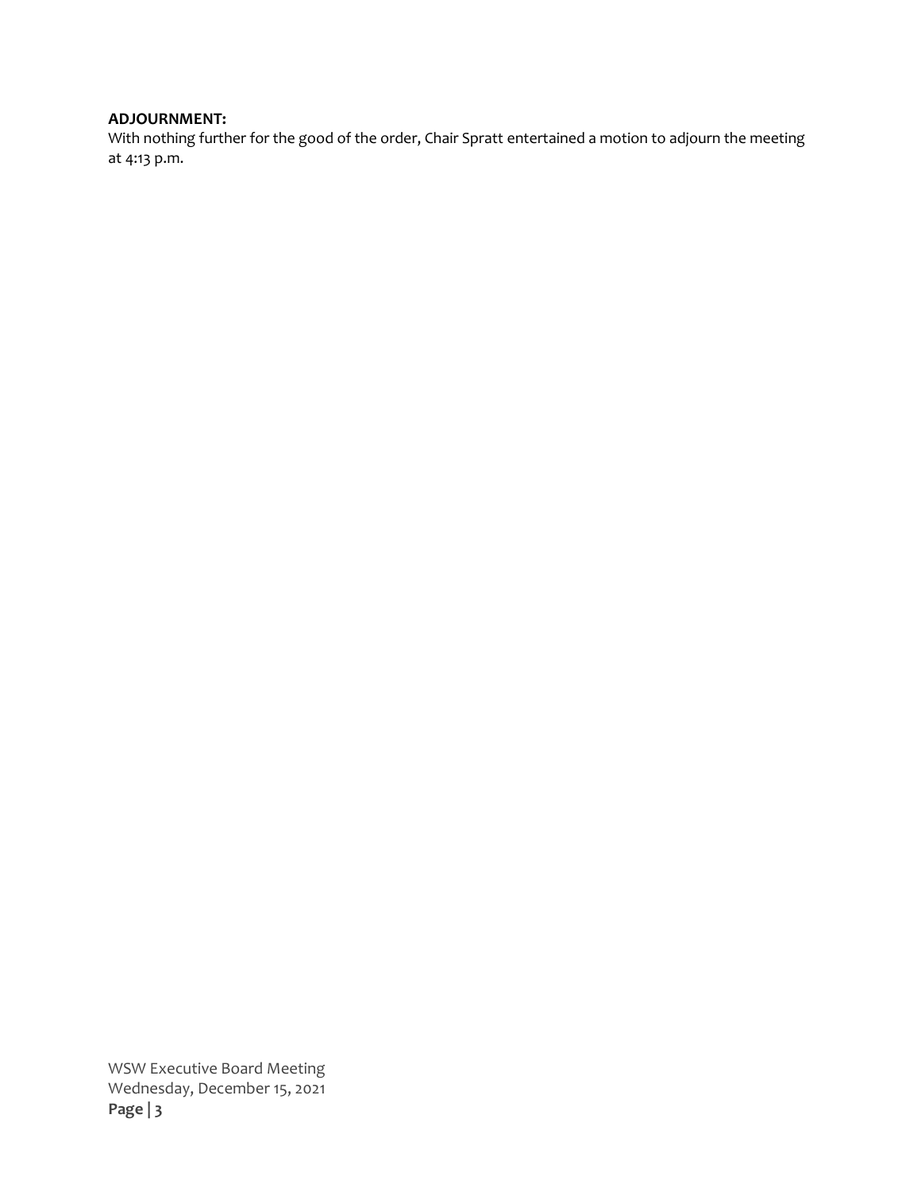**ADJOURNMENT:**

With nothing further for the good of the order, Chair Spratt entertained a motion to adjourn the meeting at 4:13 p.m.